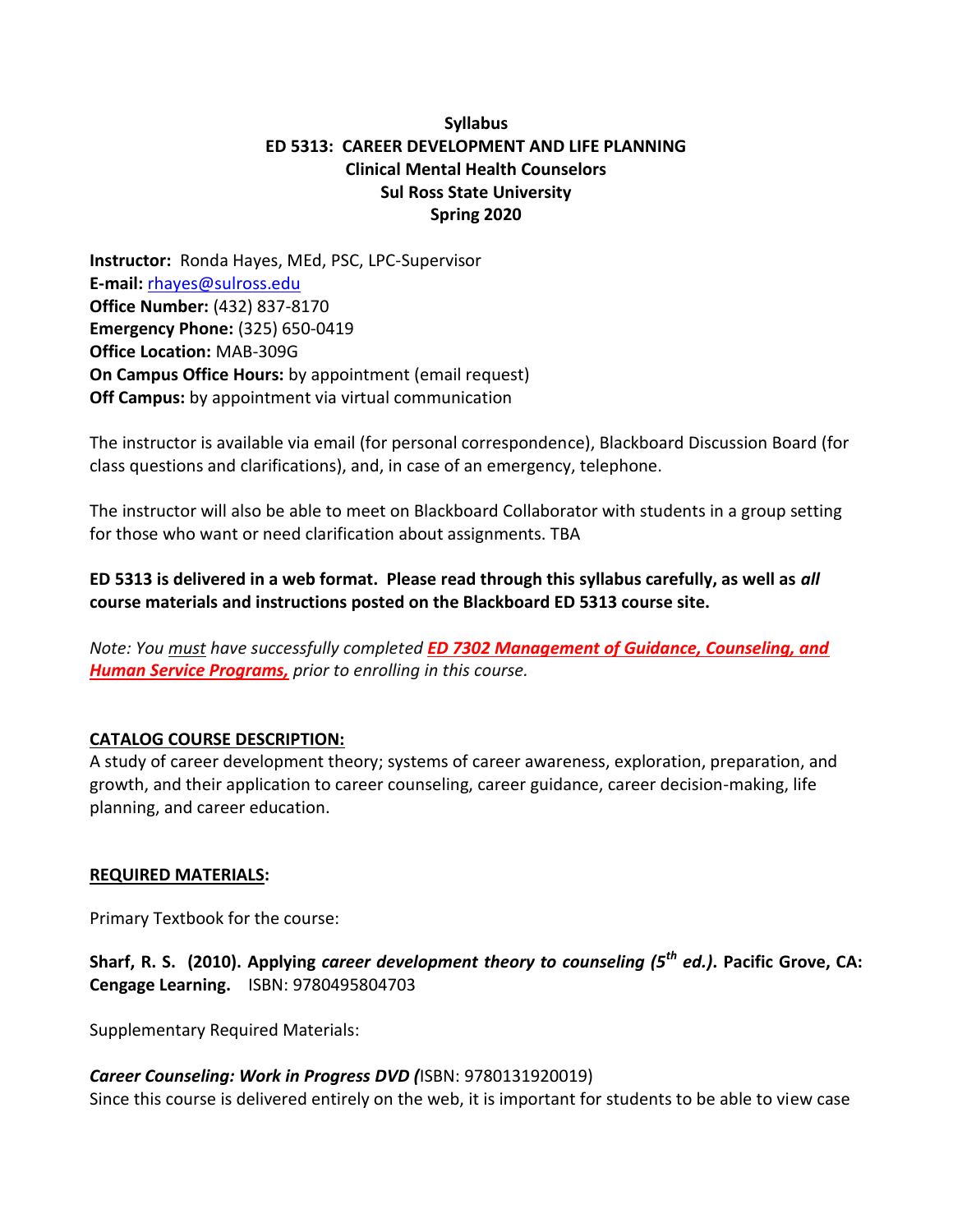**Syllabus**
**ED 5313: CAREER DEVELOPMENT AND LIFE PLANNING**
**Clinical Mental Health Counselors**
**Sul Ross State University**
**Spring 2020**

**Instructor:** Ronda Hayes, MEd, PSC, LPC-Supervisor
**E-mail:** rhayes@sulross.edu
**Office Number:** (432) 837-8170
**Emergency Phone:** (325) 650-0419
**Office Location:** MAB-309G
**On Campus Office Hours:** by appointment (email request)
**Off Campus:** by appointment via virtual communication

The instructor is available via email (for personal correspondence), Blackboard Discussion Board (for class questions and clarifications), and, in case of an emergency, telephone.

The instructor will also be able to meet on Blackboard Collaborator with students in a group setting for those who want or need clarification about assignments. TBA

**ED 5313 is delivered in a web format. Please read through this syllabus carefully, as well as *all* course materials and instructions posted on the Blackboard ED 5313 course site.**

*Note: You must have successfully completed* ***ED 7302 Management of Guidance, Counseling, and Human Service Programs,*** *prior to enrolling in this course.*

**CATALOG COURSE DESCRIPTION:**
A study of career development theory; systems of career awareness, exploration, preparation, and growth, and their application to career counseling, career guidance, career decision-making, life planning, and career education.

**REQUIRED MATERIALS:**

Primary Textbook for the course:

**Sharf, R. S. (2010). Applying *career development theory to counseling (5th ed.)*. Pacific Grove, CA: Cengage Learning.** ISBN: 9780495804703

Supplementary Required Materials:

***Career Counseling: Work in Progress DVD (***ISBN: 9780131920019)
Since this course is delivered entirely on the web, it is important for students to be able to view case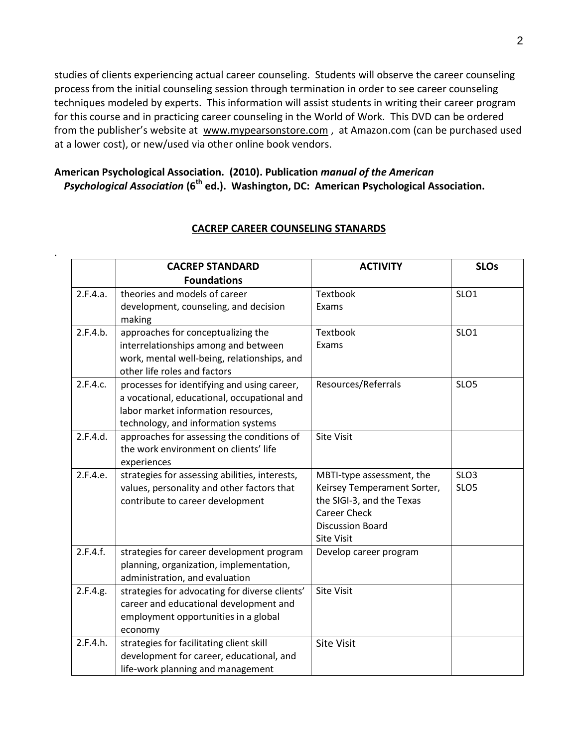studies of clients experiencing actual career counseling. Students will observe the career counseling process from the initial counseling session through termination in order to see career counseling techniques modeled by experts. This information will assist students in writing their career program for this course and in practicing career counseling in the World of Work. This DVD can be ordered from the publisher's website at www.mypearsonstore.com , at Amazon.com (can be purchased used at a lower cost), or new/used via other online book vendors.

**American Psychological Association. (2010). Publication *manual of the American Psychological Association* (6th ed.). Washington, DC: American Psychological Association.**

## CACREP CAREER COUNSELING STANARDS

.

| | CACREP STANDARD Foundations | ACTIVITY | SLOs |
|---|---|---|---|
| 2.F.4.a. | theories and models of career development, counseling, and decision making | Textbook<br>Exams | SLO1 |
| 2.F.4.b. | approaches for conceptualizing the interrelationships among and between work, mental well-being, relationships, and other life roles and factors | Textbook<br>Exams | SLO1 |
| 2.F.4.c. | processes for identifying and using career, a vocational, educational, occupational and labor market information resources, technology, and information systems | Resources/Referrals | SLO5 |
| 2.F.4.d. | approaches for assessing the conditions of the work environment on clients' life experiences | Site Visit | |
| 2.F.4.e. | strategies for assessing abilities, interests, values, personality and other factors that contribute to career development | MBTI-type assessment, the Keirsey Temperament Sorter, the SIGI-3, and the Texas Career Check<br>Discussion Board<br>Site Visit | SLO3<br>SLO5 |
| 2.F.4.f. | strategies for career development program planning, organization, implementation, administration, and evaluation | Develop career program | |
| 2.F.4.g. | strategies for advocating for diverse clients' career and educational development and employment opportunities in a global economy | Site Visit | |
| 2.F.4.h. | strategies for facilitating client skill development for career, educational, and life-work planning and management | Site Visit | |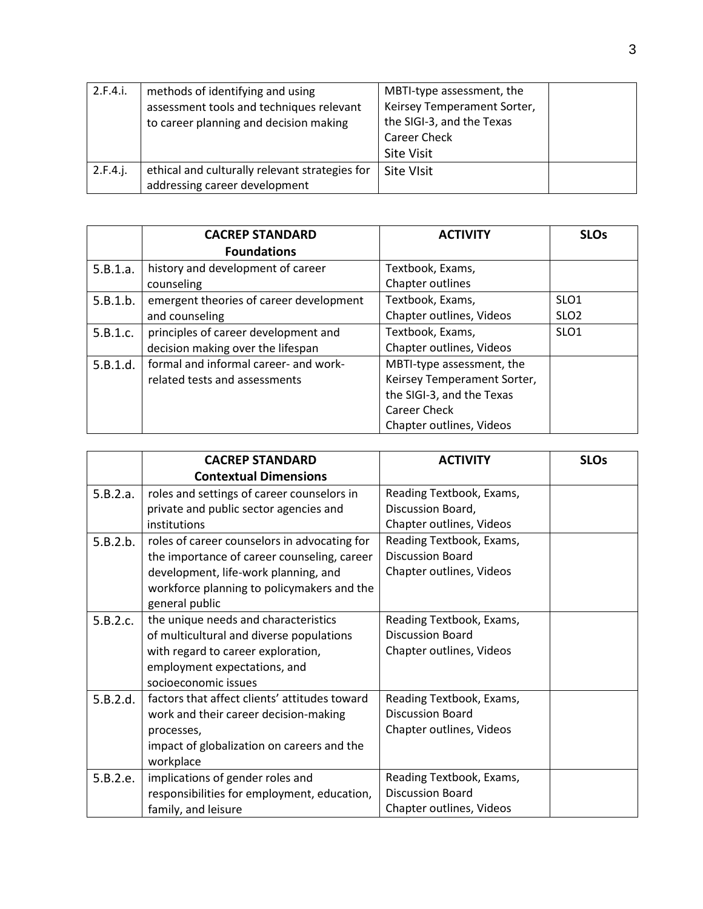| 2.F.4.i. | methods of identifying and using assessment tools and techniques relevant to career planning and decision making | MBTI-type assessment, the Keirsey Temperament Sorter, the SIGI-3, and the Texas Career Check<br>Site Visit | |
|---|---|---|---|
| 2.F.4.j. | ethical and culturally relevant strategies for addressing career development | Site VIsit | |

| | CACREP STANDARD<br>Foundations | ACTIVITY | SLOs |
|---|---|---|---|
| 5.B.1.a. | history and development of career counseling | Textbook, Exams,<br>Chapter outlines | |
| 5.B.1.b. | emergent theories of career development and counseling | Textbook, Exams,<br>Chapter outlines, Videos | SLO1<br>SLO2 |
| 5.B.1.c. | principles of career development and decision making over the lifespan | Textbook, Exams,<br>Chapter outlines, Videos | SLO1 |
| 5.B.1.d. | formal and informal career- and work-related tests and assessments | MBTI-type assessment, the Keirsey Temperament Sorter, the SIGI-3, and the Texas Career Check<br>Chapter outlines, Videos | |

| | CACREP STANDARD<br>Contextual Dimensions | ACTIVITY | SLOs |
|---|---|---|---|
| 5.B.2.a. | roles and settings of career counselors in private and public sector agencies and institutions | Reading Textbook, Exams,<br>Discussion Board,<br>Chapter outlines, Videos | |
| 5.B.2.b. | roles of career counselors in advocating for the importance of career counseling, career development, life-work planning, and workforce planning to policymakers and the general public | Reading Textbook, Exams,<br>Discussion Board<br>Chapter outlines, Videos | |
| 5.B.2.c. | the unique needs and characteristics of multicultural and diverse populations with regard to career exploration, employment expectations, and socioeconomic issues | Reading Textbook, Exams,<br>Discussion Board<br>Chapter outlines, Videos | |
| 5.B.2.d. | factors that affect clients' attitudes toward work and their career decision-making processes,<br>impact of globalization on careers and the workplace | Reading Textbook, Exams,<br>Discussion Board<br>Chapter outlines, Videos | |
| 5.B.2.e. | implications of gender roles and responsibilities for employment, education, family, and leisure | Reading Textbook, Exams,<br>Discussion Board<br>Chapter outlines, Videos | |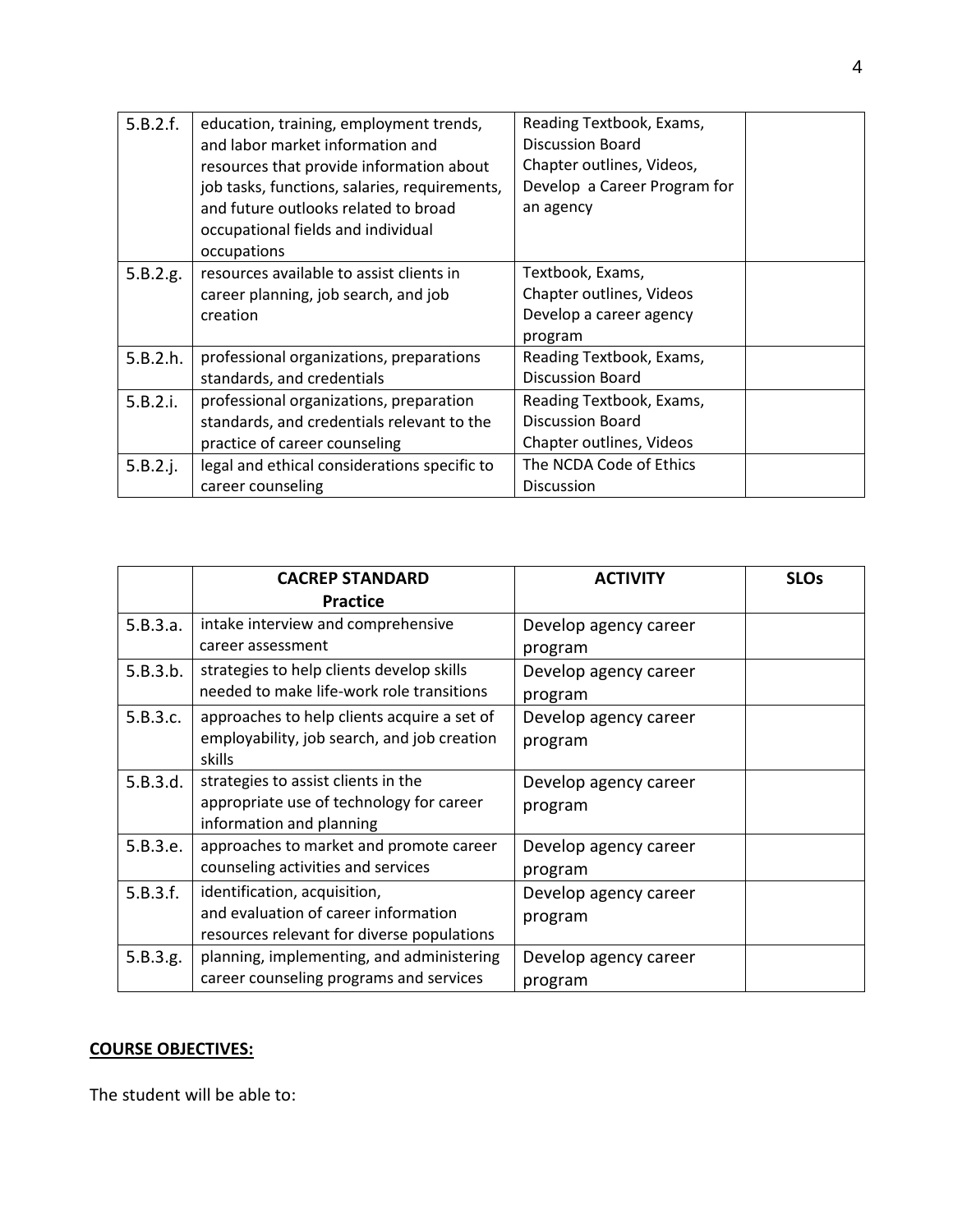| | | | |
|---|---|---|---|
| 5.B.2.f. | education, training, employment trends, and labor market information and resources that provide information about job tasks, functions, salaries, requirements, and future outlooks related to broad occupational fields and individual occupations | Reading Textbook, Exams, Discussion Board Chapter outlines, Videos, Develop a Career Program for an agency | |
| 5.B.2.g. | resources available to assist clients in career planning, job search, and job creation | Textbook, Exams, Chapter outlines, Videos Develop a career agency program | |
| 5.B.2.h. | professional organizations, preparations standards, and credentials | Reading Textbook, Exams, Discussion Board | |
| 5.B.2.i. | professional organizations, preparation standards, and credentials relevant to the practice of career counseling | Reading Textbook, Exams, Discussion Board Chapter outlines, Videos | |
| 5.B.2.j. | legal and ethical considerations specific to career counseling | The NCDA Code of Ethics Discussion | |

| | **CACREP STANDARD Practice** | **ACTIVITY** | **SLOs** |
|---|---|---|---|
| 5.B.3.a. | intake interview and comprehensive career assessment | Develop agency career program | |
| 5.B.3.b. | strategies to help clients develop skills needed to make life-work role transitions | Develop agency career program | |
| 5.B.3.c. | approaches to help clients acquire a set of employability, job search, and job creation skills | Develop agency career program | |
| 5.B.3.d. | strategies to assist clients in the appropriate use of technology for career information and planning | Develop agency career program | |
| 5.B.3.e. | approaches to market and promote career counseling activities and services | Develop agency career program | |
| 5.B.3.f. | identification, acquisition, and evaluation of career information resources relevant for diverse populations | Develop agency career program | |
| 5.B.3.g. | planning, implementing, and administering career counseling programs and services | Develop agency career program | |

**COURSE OBJECTIVES:**

The student will be able to: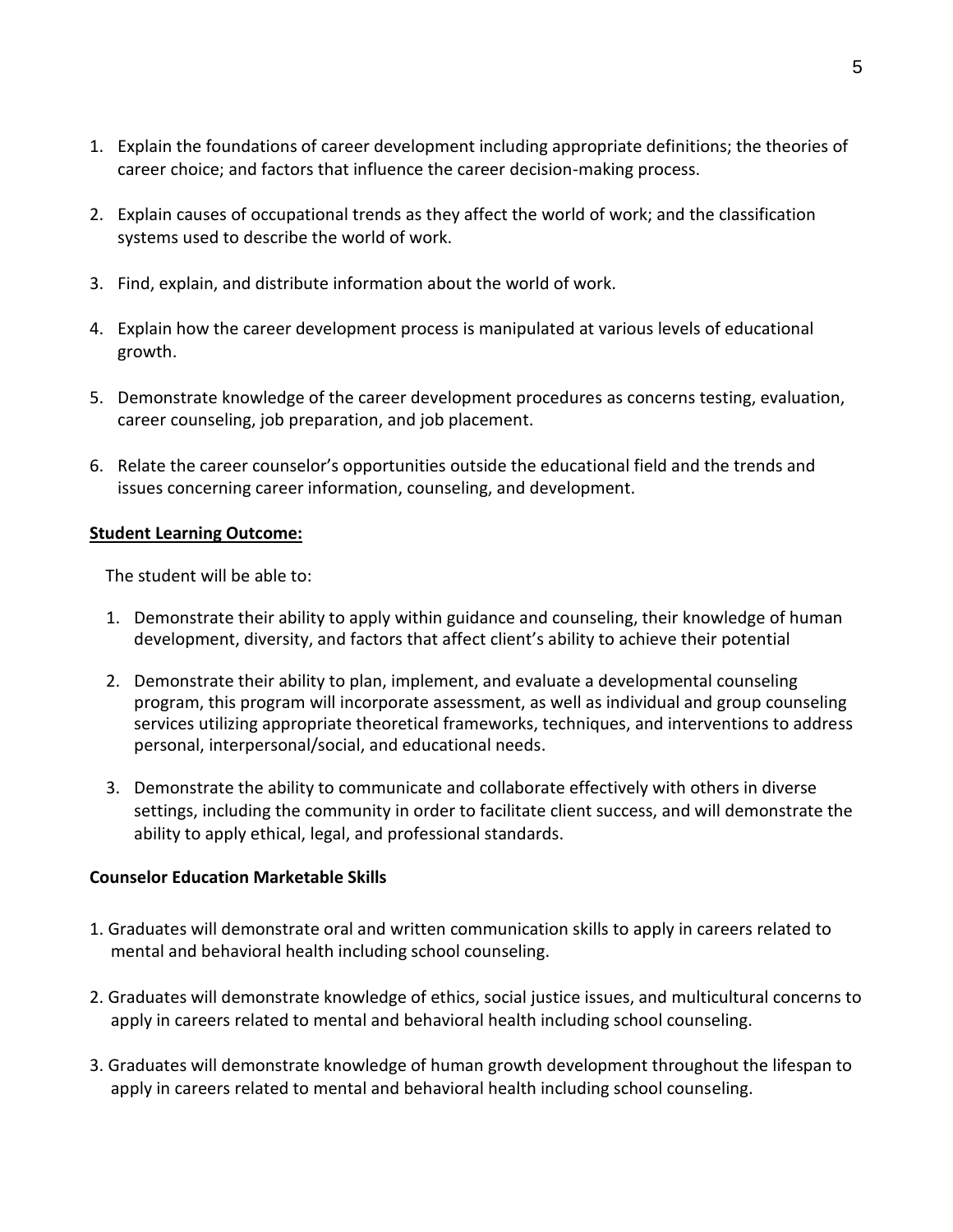1. Explain the foundations of career development including appropriate definitions; the theories of career choice; and factors that influence the career decision-making process.

2. Explain causes of occupational trends as they affect the world of work; and the classification systems used to describe the world of work.

3. Find, explain, and distribute information about the world of work.

4. Explain how the career development process is manipulated at various levels of educational growth.

5. Demonstrate knowledge of the career development procedures as concerns testing, evaluation, career counseling, job preparation, and job placement.

6. Relate the career counselor's opportunities outside the educational field and the trends and issues concerning career information, counseling, and development.

**Student Learning Outcome:**

The student will be able to:

1. Demonstrate their ability to apply within guidance and counseling, their knowledge of human development, diversity, and factors that affect client's ability to achieve their potential

2. Demonstrate their ability to plan, implement, and evaluate a developmental counseling program, this program will incorporate assessment, as well as individual and group counseling services utilizing appropriate theoretical frameworks, techniques, and interventions to address personal, interpersonal/social, and educational needs.

3. Demonstrate the ability to communicate and collaborate effectively with others in diverse settings, including the community in order to facilitate client success, and will demonstrate the ability to apply ethical, legal, and professional standards.

**Counselor Education Marketable Skills**

1. Graduates will demonstrate oral and written communication skills to apply in careers related to mental and behavioral health including school counseling.

2. Graduates will demonstrate knowledge of ethics, social justice issues, and multicultural concerns to apply in careers related to mental and behavioral health including school counseling.

3. Graduates will demonstrate knowledge of human growth development throughout the lifespan to apply in careers related to mental and behavioral health including school counseling.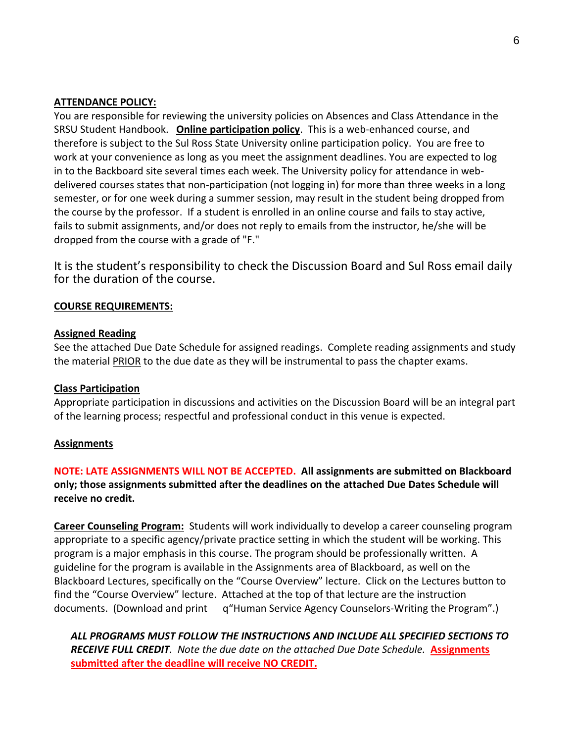**ATTENDANCE POLICY:**

You are responsible for reviewing the university policies on Absences and Class Attendance in the SRSU Student Handbook. **Online participation policy**. This is a web-enhanced course, and therefore is subject to the Sul Ross State University online participation policy. You are free to work at your convenience as long as you meet the assignment deadlines. You are expected to log in to the Backboard site several times each week. The University policy for attendance in web-delivered courses states that non-participation (not logging in) for more than three weeks in a long semester, or for one week during a summer session, may result in the student being dropped from the course by the professor. If a student is enrolled in an online course and fails to stay active, fails to submit assignments, and/or does not reply to emails from the instructor, he/she will be dropped from the course with a grade of "F."

It is the student's responsibility to check the Discussion Board and Sul Ross email daily for the duration of the course.

**COURSE REQUIREMENTS:**

**Assigned Reading**

See the attached Due Date Schedule for assigned readings. Complete reading assignments and study the material PRIOR to the due date as they will be instrumental to pass the chapter exams.

**Class Participation**

Appropriate participation in discussions and activities on the Discussion Board will be an integral part of the learning process; respectful and professional conduct in this venue is expected.

**Assignments**

**NOTE: LATE ASSIGNMENTS WILL NOT BE ACCEPTED. All assignments are submitted on Blackboard only; those assignments submitted after the deadlines on the attached Due Dates Schedule will receive no credit.**

**Career Counseling Program:** Students will work individually to develop a career counseling program appropriate to a specific agency/private practice setting in which the student will be working. This program is a major emphasis in this course. The program should be professionally written. A guideline for the program is available in the Assignments area of Blackboard, as well on the Blackboard Lectures, specifically on the "Course Overview" lecture. Click on the Lectures button to find the "Course Overview" lecture. Attached at the top of that lecture are the instruction documents. (Download and print q"Human Service Agency Counselors-Writing the Program".)

***ALL PROGRAMS MUST FOLLOW THE INSTRUCTIONS AND INCLUDE ALL SPECIFIED SECTIONS TO RECEIVE FULL CREDIT****. Note the due date on the attached Due Date Schedule.* **Assignments submitted after the deadline will receive NO CREDIT.**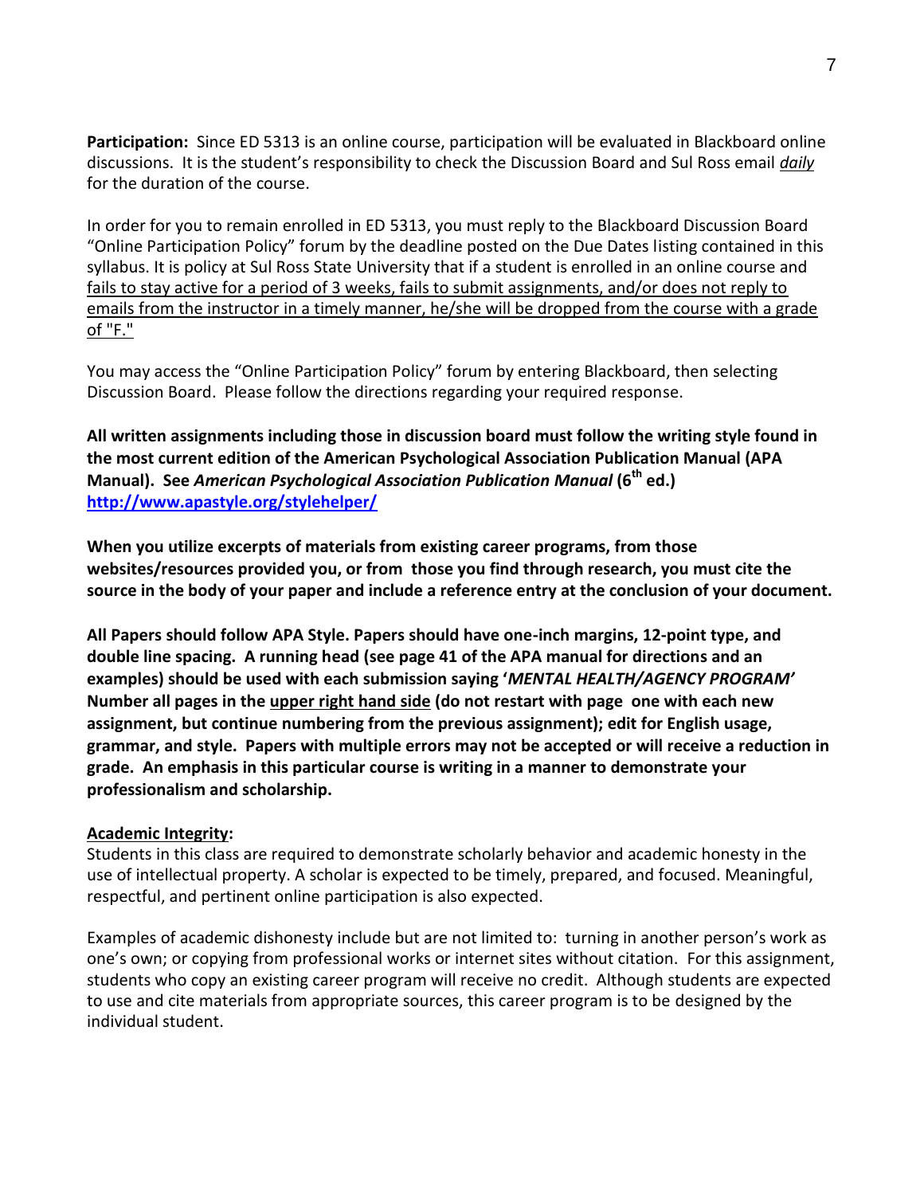**Participation:** Since ED 5313 is an online course, participation will be evaluated in Blackboard online discussions. It is the student's responsibility to check the Discussion Board and Sul Ross email ***daily*** for the duration of the course.

In order for you to remain enrolled in ED 5313, you must reply to the Blackboard Discussion Board "Online Participation Policy" forum by the deadline posted on the Due Dates listing contained in this syllabus. It is policy at Sul Ross State University that if a student is enrolled in an online course and fails to stay active for a period of 3 weeks, fails to submit assignments, and/or does not reply to emails from the instructor in a timely manner, he/she will be dropped from the course with a grade of "F."

You may access the "Online Participation Policy" forum by entering Blackboard, then selecting Discussion Board. Please follow the directions regarding your required response.

**All written assignments including those in discussion board must follow the writing style found in the most current edition of the American Psychological Association Publication Manual (APA Manual). See *American Psychological Association Publication Manual* (6th ed.) http://www.apastyle.org/stylehelper/**

**When you utilize excerpts of materials from existing career programs, from those websites/resources provided you, or from those you find through research, you must cite the source in the body of your paper and include a reference entry at the conclusion of your document.**

**All Papers should follow APA Style. Papers should have one-inch margins, 12-point type, and double line spacing. A running head (see page 41 of the APA manual for directions and an examples) should be used with each submission saying '*MENTAL HEALTH/AGENCY PROGRAM*' Number all pages in the upper right hand side (do not restart with page one with each new assignment, but continue numbering from the previous assignment); edit for English usage, grammar, and style. Papers with multiple errors may not be accepted or will receive a reduction in grade. An emphasis in this particular course is writing in a manner to demonstrate your professionalism and scholarship.**

**Academic Integrity:**

Students in this class are required to demonstrate scholarly behavior and academic honesty in the use of intellectual property. A scholar is expected to be timely, prepared, and focused. Meaningful, respectful, and pertinent online participation is also expected.

Examples of academic dishonesty include but are not limited to: turning in another person's work as one's own; or copying from professional works or internet sites without citation. For this assignment, students who copy an existing career program will receive no credit. Although students are expected to use and cite materials from appropriate sources, this career program is to be designed by the individual student.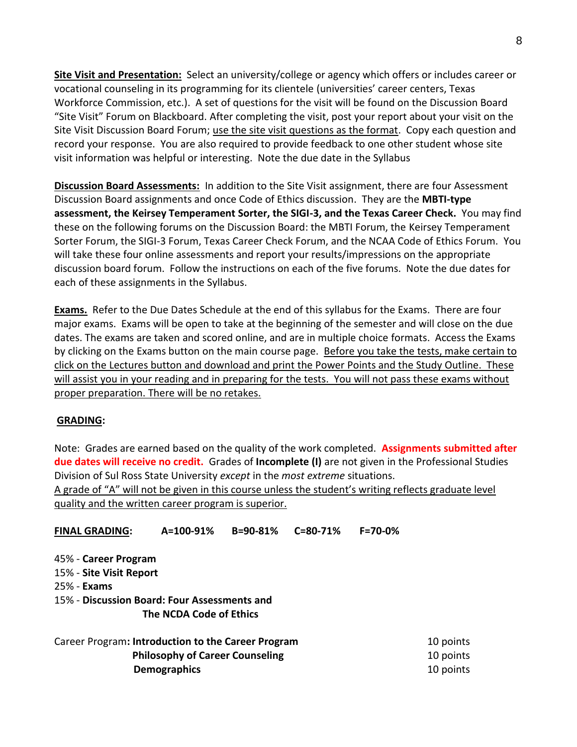**<u>Site Visit and Presentation:</u>** Select an university/college or agency which offers or includes career or vocational counseling in its programming for its clientele (universities' career centers, Texas Workforce Commission, etc.). A set of questions for the visit will be found on the Discussion Board "Site Visit" Forum on Blackboard. After completing the visit, post your report about your visit on the Site Visit Discussion Board Forum; <u>use the site visit questions as the format</u>. Copy each question and record your response. You are also required to provide feedback to one other student whose site visit information was helpful or interesting. Note the due date in the Syllabus

**<u>Discussion Board Assessments:</u>** In addition to the Site Visit assignment, there are four Assessment Discussion Board assignments and once Code of Ethics discussion. They are the **MBTI-type assessment, the Keirsey Temperament Sorter, the SIGI-3, and the Texas Career Check.** You may find these on the following forums on the Discussion Board: the MBTI Forum, the Keirsey Temperament Sorter Forum, the SIGI-3 Forum, Texas Career Check Forum, and the NCAA Code of Ethics Forum. You will take these four online assessments and report your results/impressions on the appropriate discussion board forum. Follow the instructions on each of the five forums. Note the due dates for each of these assignments in the Syllabus.

**<u>Exams.</u>** Refer to the Due Dates Schedule at the end of this syllabus for the Exams. There are four major exams. Exams will be open to take at the beginning of the semester and will close on the due dates. The exams are taken and scored online, and are in multiple choice formats. Access the Exams by clicking on the Exams button on the main course page. <u>Before you take the tests, make certain to click on the Lectures button and download and print the Power Points and the Study Outline. These will assist you in your reading and in preparing for the tests. You will not pass these exams without proper preparation. There will be no retakes.</u>

**<u>GRADING</u>:**

Note: Grades are earned based on the quality of the work completed. **Assignments submitted after due dates will receive no credit.** Grades of **Incomplete (I)** are not given in the Professional Studies Division of Sul Ross State University *except* in the *most extreme* situations.
<u>A grade of "A" will not be given in this course unless the student's writing reflects graduate level quality and the written career program is superior.</u>

**<u>FINAL GRADING</u>:** **A=100-91%** **B=90-81%** **C=80-71%** **F=70-0%**

45% - **Career Program**
15% - **Site Visit Report**
25% - **Exams**
15% - **Discussion Board: Four Assessments and The NCDA Code of Ethics**

| | | |
|---|---|---|
| Career Program: | **Introduction to the Career Program** | 10 points |
| | **Philosophy of Career Counseling** | 10 points |
| | **Demographics** | 10 points |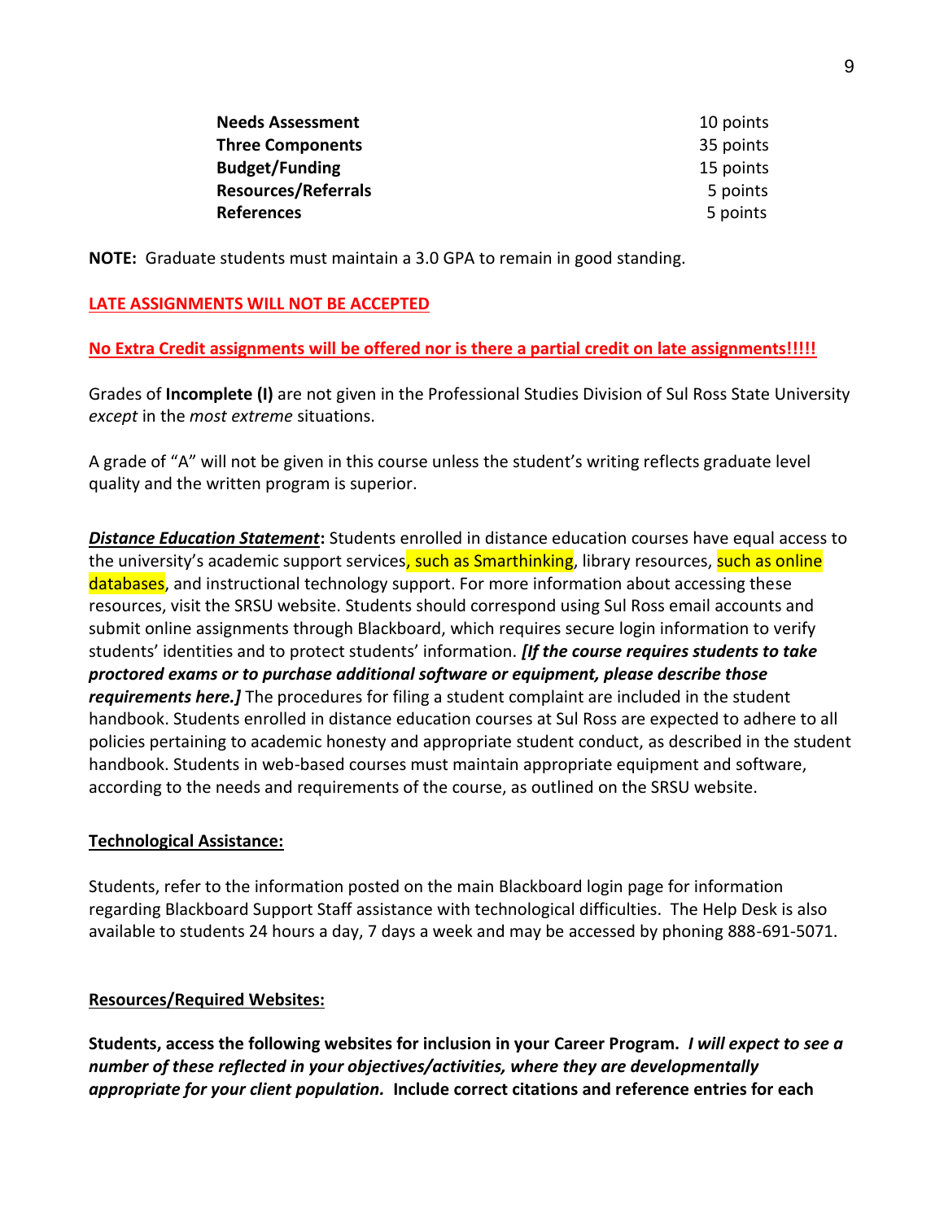| | |
|---|---|
| **Needs Assessment** | 10 points |
| **Three Components** | 35 points |
| **Budget/Funding** | 15 points |
| **Resources/Referrals** | 5 points |
| **References** | 5 points |

**NOTE:** Graduate students must maintain a 3.0 GPA to remain in good standing.

**LATE ASSIGNMENTS WILL NOT BE ACCEPTED**

**No Extra Credit assignments will be offered nor is there a partial credit on late assignments!!!!!**

Grades of **Incomplete (I)** are not given in the Professional Studies Division of Sul Ross State University *except* in the *most extreme* situations.

A grade of "A" will not be given in this course unless the student's writing reflects graduate level quality and the written program is superior.

***Distance Education Statement*:** Students enrolled in distance education courses have equal access to the university's academic support services, such as Smarthinking, library resources, such as online databases, and instructional technology support. For more information about accessing these resources, visit the SRSU website. Students should correspond using Sul Ross email accounts and submit online assignments through Blackboard, which requires secure login information to verify students' identities and to protect students' information. ***[If the course requires students to take proctored exams or to purchase additional software or equipment, please describe those requirements here.]*** The procedures for filing a student complaint are included in the student handbook. Students enrolled in distance education courses at Sul Ross are expected to adhere to all policies pertaining to academic honesty and appropriate student conduct, as described in the student handbook. Students in web-based courses must maintain appropriate equipment and software, according to the needs and requirements of the course, as outlined on the SRSU website.

**Technological Assistance:**

Students, refer to the information posted on the main Blackboard login page for information regarding Blackboard Support Staff assistance with technological difficulties. The Help Desk is also available to students 24 hours a day, 7 days a week and may be accessed by phoning 888-691-5071.

**Resources/Required Websites:**

**Students, access the following websites for inclusion in your Career Program.** ***I will expect to see a number of these reflected in your objectives/activities, where they are developmentally appropriate for your client population.*** **Include correct citations and reference entries for each**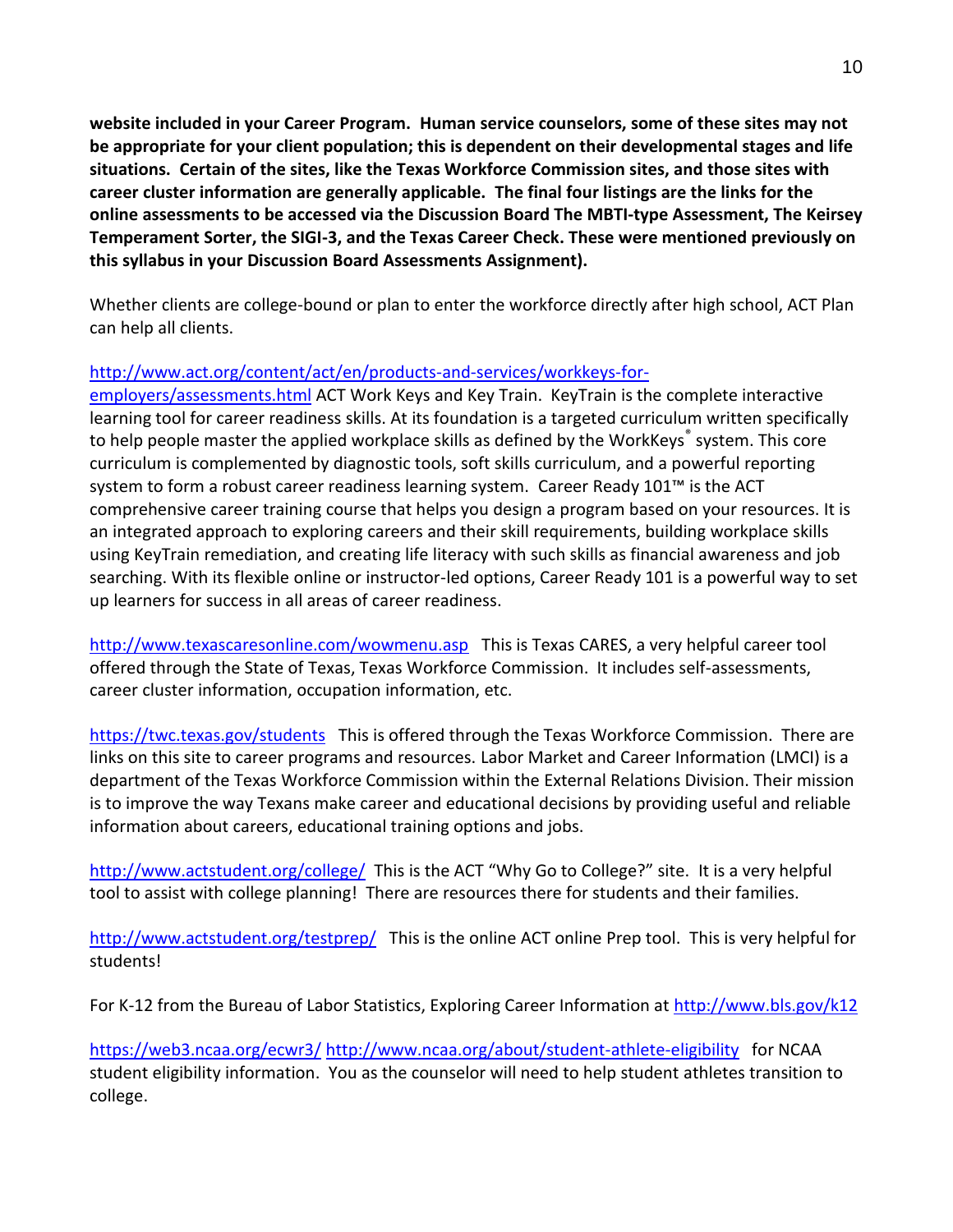**website included in your Career Program. Human service counselors, some of these sites may not be appropriate for your client population; this is dependent on their developmental stages and life situations. Certain of the sites, like the Texas Workforce Commission sites, and those sites with career cluster information are generally applicable. The final four listings are the links for the online assessments to be accessed via the Discussion Board The MBTI-type Assessment, The Keirsey Temperament Sorter, the SIGI-3, and the Texas Career Check. These were mentioned previously on this syllabus in your Discussion Board Assessments Assignment).**

Whether clients are college-bound or plan to enter the workforce directly after high school, ACT Plan can help all clients.

http://www.act.org/content/act/en/products-and-services/workkeys-for-employers/assessments.html ACT Work Keys and Key Train. KeyTrain is the complete interactive learning tool for career readiness skills. At its foundation is a targeted curriculum written specifically to help people master the applied workplace skills as defined by the WorkKeys® system. This core curriculum is complemented by diagnostic tools, soft skills curriculum, and a powerful reporting system to form a robust career readiness learning system. Career Ready 101™ is the ACT comprehensive career training course that helps you design a program based on your resources. It is an integrated approach to exploring careers and their skill requirements, building workplace skills using KeyTrain remediation, and creating life literacy with such skills as financial awareness and job searching. With its flexible online or instructor-led options, Career Ready 101 is a powerful way to set up learners for success in all areas of career readiness.

http://www.texascaresonline.com/wowmenu.asp This is Texas CARES, a very helpful career tool offered through the State of Texas, Texas Workforce Commission. It includes self-assessments, career cluster information, occupation information, etc.

https://twc.texas.gov/students This is offered through the Texas Workforce Commission. There are links on this site to career programs and resources. Labor Market and Career Information (LMCI) is a department of the Texas Workforce Commission within the External Relations Division. Their mission is to improve the way Texans make career and educational decisions by providing useful and reliable information about careers, educational training options and jobs.

http://www.actstudent.org/college/ This is the ACT "Why Go to College?" site. It is a very helpful tool to assist with college planning! There are resources there for students and their families.

http://www.actstudent.org/testprep/ This is the online ACT online Prep tool. This is very helpful for students!

For K-12 from the Bureau of Labor Statistics, Exploring Career Information at http://www.bls.gov/k12

https://web3.ncaa.org/ecwr3/ http://www.ncaa.org/about/student-athlete-eligibility for NCAA student eligibility information. You as the counselor will need to help student athletes transition to college.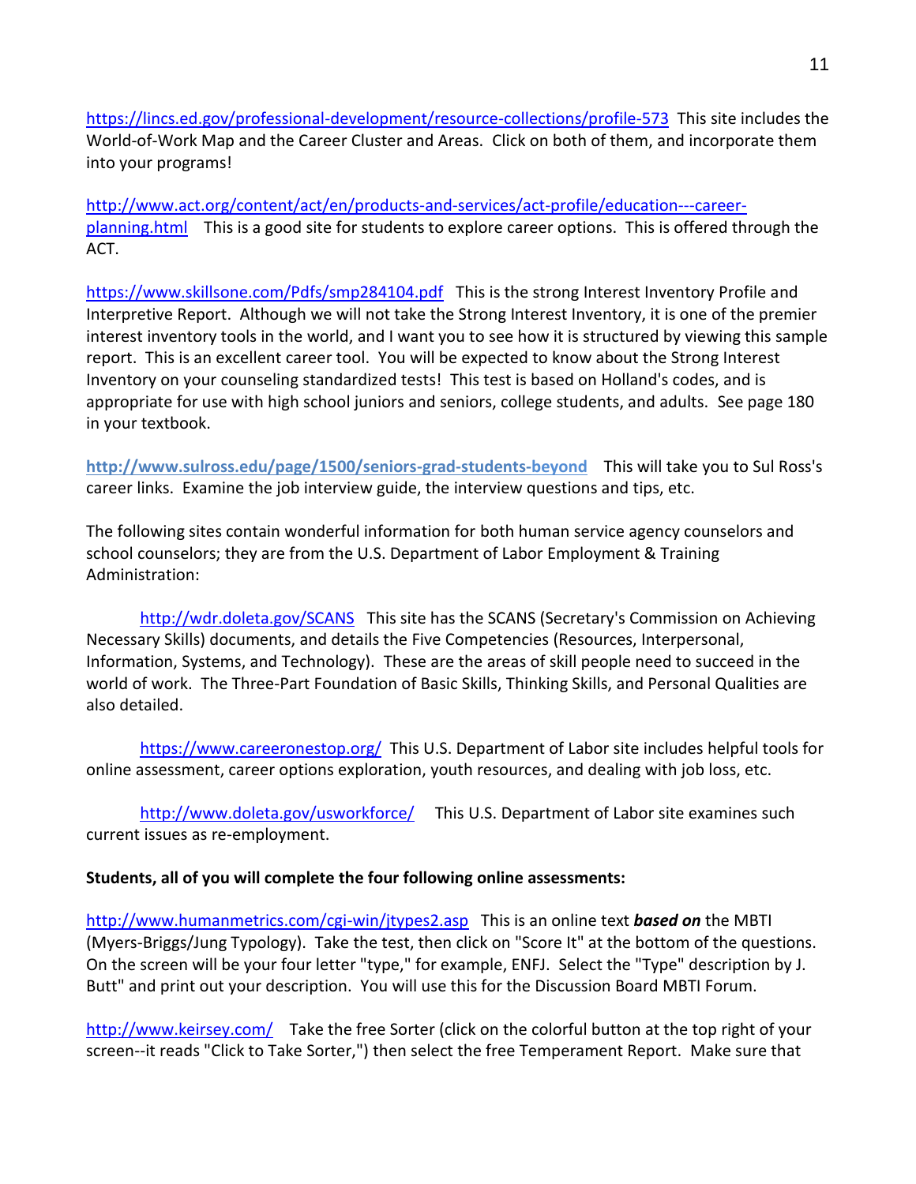https://lincs.ed.gov/professional-development/resource-collections/profile-573 This site includes the World-of-Work Map and the Career Cluster and Areas. Click on both of them, and incorporate them into your programs!

http://www.act.org/content/act/en/products-and-services/act-profile/education---career-planning.html This is a good site for students to explore career options. This is offered through the ACT.

https://www.skillsone.com/Pdfs/smp284104.pdf This is the strong Interest Inventory Profile and Interpretive Report. Although we will not take the Strong Interest Inventory, it is one of the premier interest inventory tools in the world, and I want you to see how it is structured by viewing this sample report. This is an excellent career tool. You will be expected to know about the Strong Interest Inventory on your counseling standardized tests! This test is based on Holland's codes, and is appropriate for use with high school juniors and seniors, college students, and adults. See page 180 in your textbook.

**http://www.sulross.edu/page/1500/seniors-grad-students-beyond** This will take you to Sul Ross's career links. Examine the job interview guide, the interview questions and tips, etc.

The following sites contain wonderful information for both human service agency counselors and school counselors; they are from the U.S. Department of Labor Employment & Training Administration:

http://wdr.doleta.gov/SCANS This site has the SCANS (Secretary's Commission on Achieving Necessary Skills) documents, and details the Five Competencies (Resources, Interpersonal, Information, Systems, and Technology). These are the areas of skill people need to succeed in the world of work. The Three-Part Foundation of Basic Skills, Thinking Skills, and Personal Qualities are also detailed.

https://www.careeronestop.org/ This U.S. Department of Labor site includes helpful tools for online assessment, career options exploration, youth resources, and dealing with job loss, etc.

http://www.doleta.gov/usworkforce/ This U.S. Department of Labor site examines such current issues as re-employment.

**Students, all of you will complete the four following online assessments:**

http://www.humanmetrics.com/cgi-win/jtypes2.asp This is an online text ***based on*** the MBTI (Myers-Briggs/Jung Typology). Take the test, then click on "Score It" at the bottom of the questions. On the screen will be your four letter "type," for example, ENFJ. Select the "Type" description by J. Butt" and print out your description. You will use this for the Discussion Board MBTI Forum.

http://www.keirsey.com/ Take the free Sorter (click on the colorful button at the top right of your screen--it reads "Click to Take Sorter,") then select the free Temperament Report. Make sure that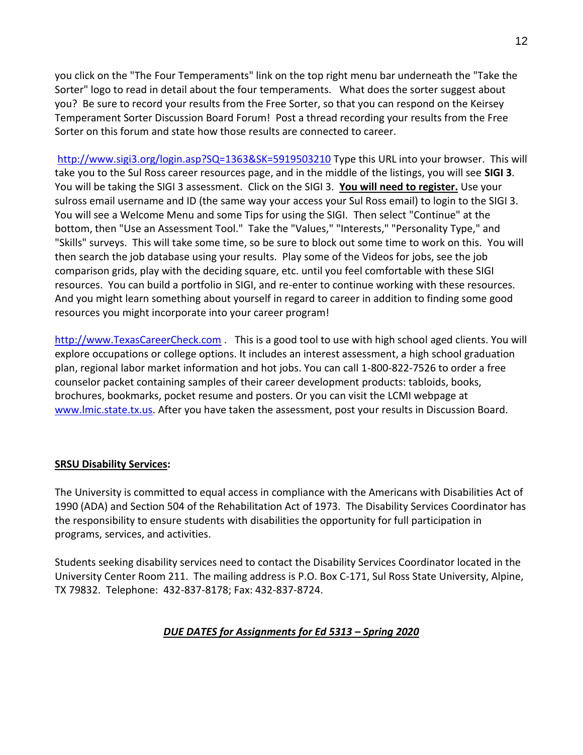you click on the "The Four Temperaments" link on the top right menu bar underneath the "Take the Sorter" logo to read in detail about the four temperaments. What does the sorter suggest about you? Be sure to record your results from the Free Sorter, so that you can respond on the Keirsey Temperament Sorter Discussion Board Forum! Post a thread recording your results from the Free Sorter on this forum and state how those results are connected to career.

[http://www.sigi3.org/login.asp?SQ=1363&SK=5919503210](http://www.sigi3.org/login.asp?SQ=1363&SK=5919503210) Type this URL into your browser. This will take you to the Sul Ross career resources page, and in the middle of the listings, you will see **SIGI 3**. You will be taking the SIGI 3 assessment. Click on the SIGI 3. **<u>You will need to register.</u>** Use your sulross email username and ID (the same way your access your Sul Ross email) to login to the SIGI 3. You will see a Welcome Menu and some Tips for using the SIGI. Then select "Continue" at the bottom, then "Use an Assessment Tool." Take the "Values," "Interests," "Personality Type," and "Skills" surveys. This will take some time, so be sure to block out some time to work on this. You will then search the job database using your results. Play some of the Videos for jobs, see the job comparison grids, play with the deciding square, etc. until you feel comfortable with these SIGI resources. You can build a portfolio in SIGI, and re-enter to continue working with these resources. And you might learn something about yourself in regard to career in addition to finding some good resources you might incorporate into your career program!

[http://www.TexasCareerCheck.com](http://www.TexasCareerCheck.com) . This is a good tool to use with high school aged clients. You will explore occupations or college options. It includes an interest assessment, a high school graduation plan, regional labor market information and hot jobs. You can call 1-800-822-7526 to order a free counselor packet containing samples of their career development products: tabloids, books, brochures, bookmarks, pocket resume and posters. Or you can visit the LCMI webpage at [www.lmic.state.tx.us](www.lmic.state.tx.us). After you have taken the assessment, post your results in Discussion Board.

**<u>SRSU Disability Services</u>:**

The University is committed to equal access in compliance with the Americans with Disabilities Act of 1990 (ADA) and Section 504 of the Rehabilitation Act of 1973. The Disability Services Coordinator has the responsibility to ensure students with disabilities the opportunity for full participation in programs, services, and activities.

Students seeking disability services need to contact the Disability Services Coordinator located in the University Center Room 211. The mailing address is P.O. Box C-171, Sul Ross State University, Alpine, TX 79832. Telephone: 432-837-8178; Fax: 432-837-8724.

***<u>DUE DATES for Assignments for Ed 5313 – Spring 2020</u>***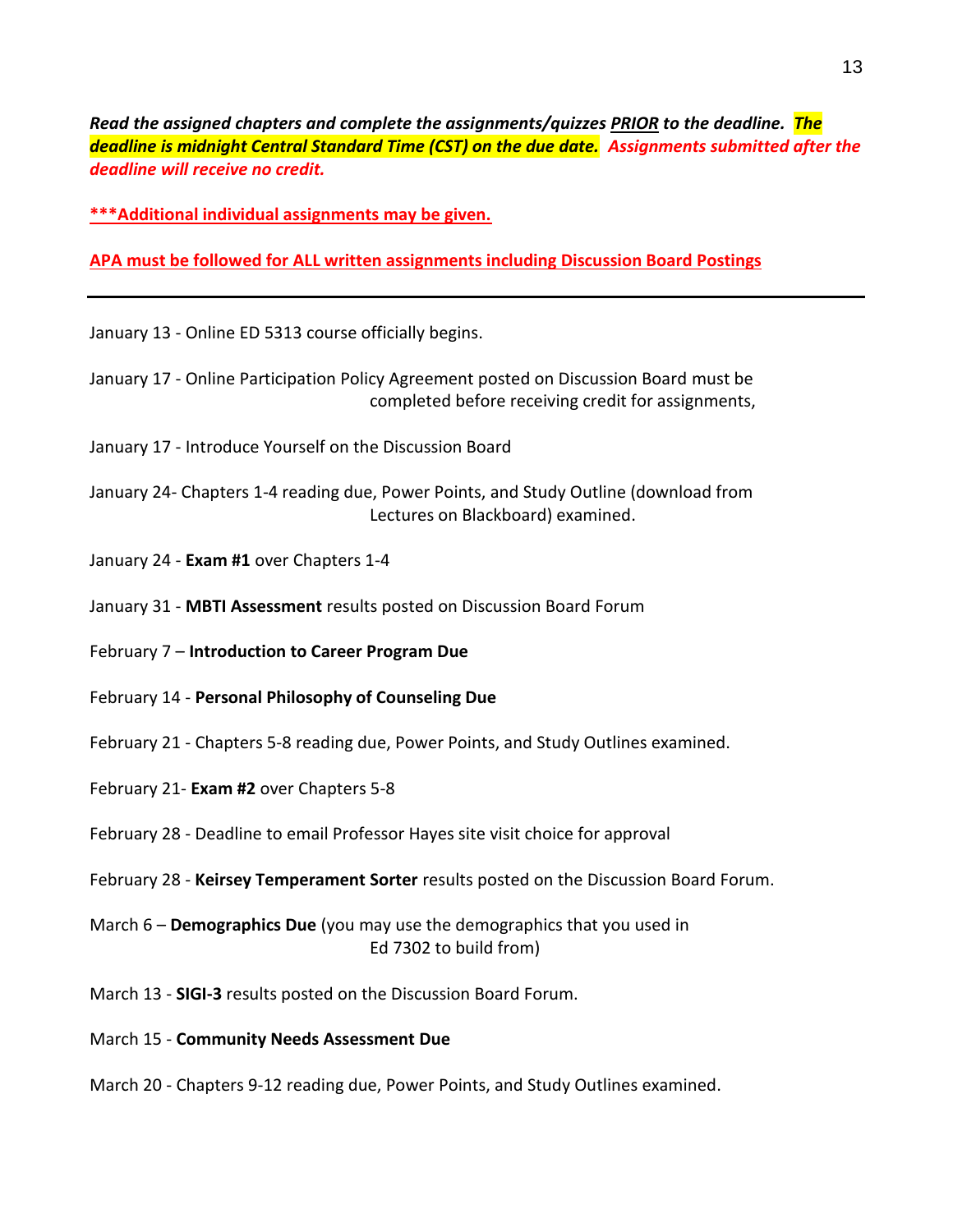***Read the assigned chapters and complete the assignments/quizzes PRIOR to the deadline. The deadline is midnight Central Standard Time (CST) on the due date. Assignments submitted after the deadline will receive no credit.***

**\*\*\*Additional individual assignments may be given.**

**APA must be followed for ALL written assignments including Discussion Board Postings**

---

January 13 - Online ED 5313 course officially begins.

January 17 - Online Participation Policy Agreement posted on Discussion Board must be completed before receiving credit for assignments,

January 17 - Introduce Yourself on the Discussion Board

January 24- Chapters 1-4 reading due, Power Points, and Study Outline (download from Lectures on Blackboard) examined.

January 24 - **Exam #1** over Chapters 1-4

January 31 - **MBTI Assessment** results posted on Discussion Board Forum

February 7 – **Introduction to Career Program Due**

February 14 - **Personal Philosophy of Counseling Due**

February 21 - Chapters 5-8 reading due, Power Points, and Study Outlines examined.

February 21- **Exam #2** over Chapters 5-8

February 28 - Deadline to email Professor Hayes site visit choice for approval

February 28 - **Keirsey Temperament Sorter** results posted on the Discussion Board Forum.

March 6 – **Demographics Due** (you may use the demographics that you used in Ed 7302 to build from)

March 13 - **SIGI-3** results posted on the Discussion Board Forum.

March 15 - **Community Needs Assessment Due**

March 20 - Chapters 9-12 reading due, Power Points, and Study Outlines examined.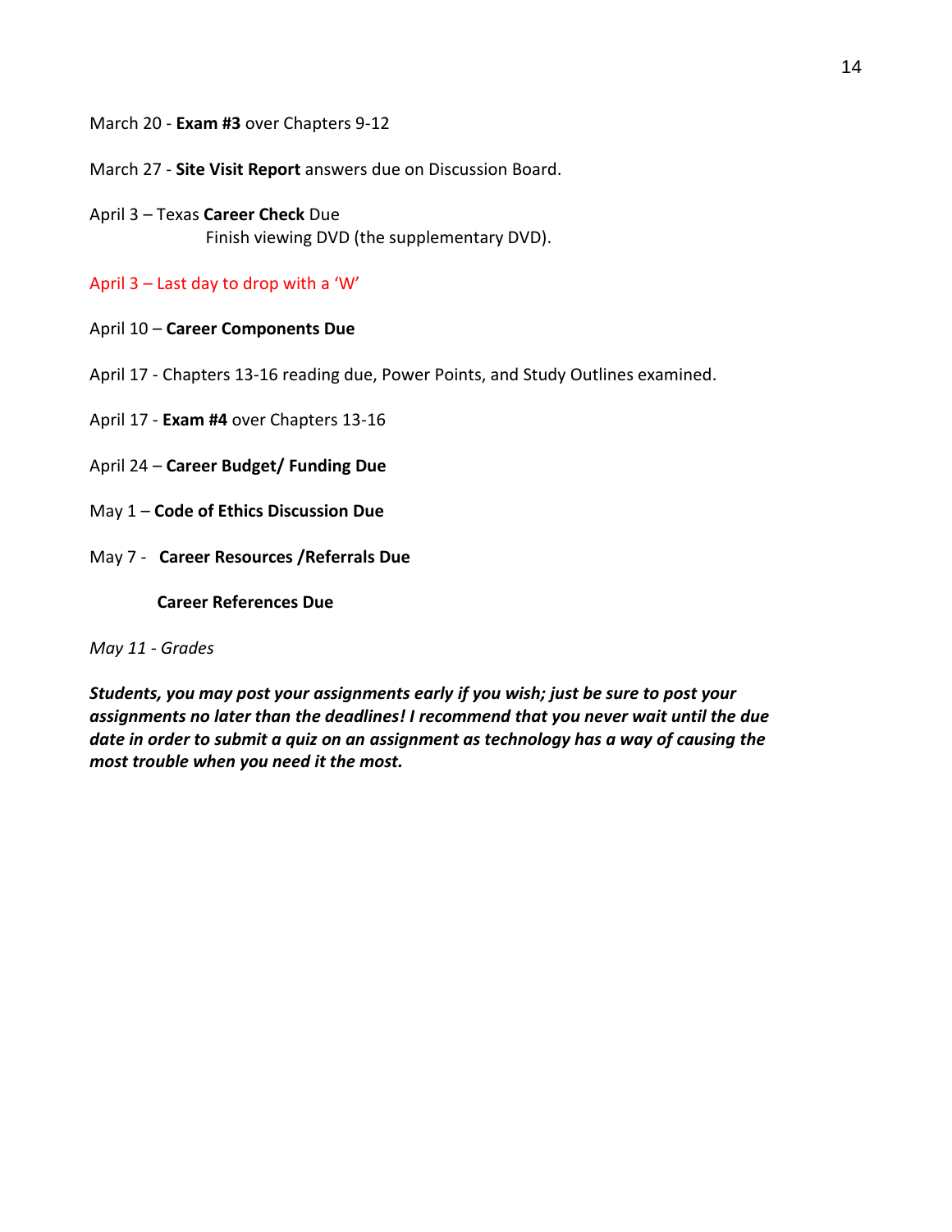March 20 - **Exam #3** over Chapters 9-12

March 27 - **Site Visit Report** answers due on Discussion Board.

April 3 – Texas **Career Check** Due
Finish viewing DVD (the supplementary DVD).

April 3 – Last day to drop with a 'W'

April 10 – **Career Components Due**

April 17 - Chapters 13-16 reading due, Power Points, and Study Outlines examined.

April 17 - **Exam #4** over Chapters 13-16

April 24 – **Career Budget/ Funding Due**

May 1 – **Code of Ethics Discussion Due**

May 7 - **Career Resources /Referrals Due**

**Career References Due**

*May 11 - Grades*

***Students, you may post your assignments early if you wish; just be sure to post your assignments no later than the deadlines! I recommend that you never wait until the due date in order to submit a quiz on an assignment as technology has a way of causing the most trouble when you need it the most.***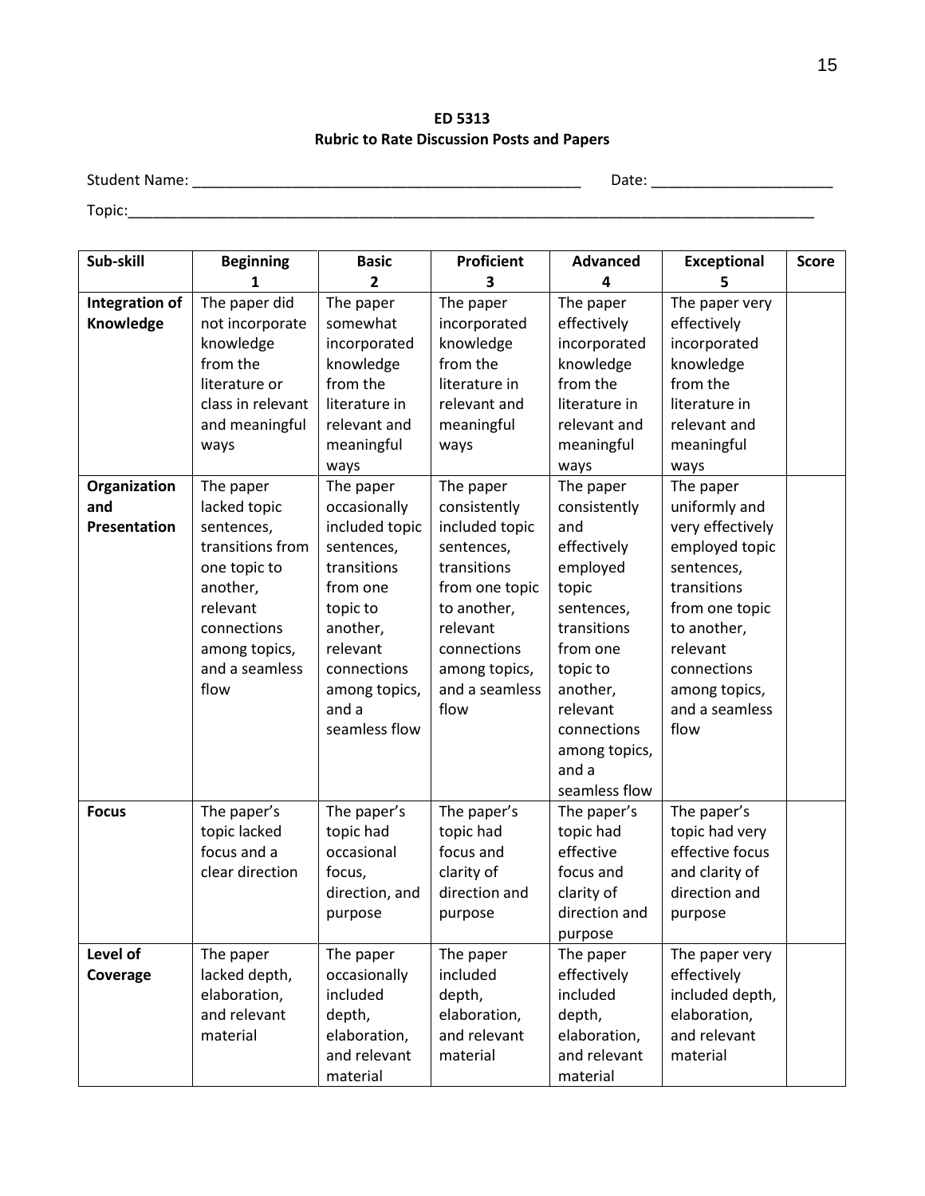**ED 5313**
**Rubric to Rate Discussion Posts and Papers**

Student Name: ______________________________________________ Date: _____________________

Topic:_______________________________________________________________________________

| Sub-skill | Beginning 1 | Basic 2 | Proficient 3 | Advanced 4 | Exceptional 5 | Score |
|---|---|---|---|---|---|---|
| **Integration of Knowledge** | The paper did not incorporate knowledge from the literature or class in relevant and meaningful ways | The paper somewhat incorporated knowledge from the literature in relevant and meaningful ways | The paper incorporated knowledge from the literature in relevant and meaningful ways | The paper effectively incorporated knowledge from the literature in relevant and meaningful ways | The paper very effectively incorporated knowledge from the literature in relevant and meaningful ways | |
| **Organization and Presentation** | The paper lacked topic sentences, transitions from one topic to another, relevant connections among topics, and a seamless flow | The paper occasionally included topic sentences, transitions from one topic to another, relevant connections among topics, and a seamless flow | The paper consistently included topic sentences, transitions from one topic to another, relevant connections among topics, and a seamless flow | The paper consistently and effectively employed topic sentences, transitions from one topic to another, relevant connections among topics, and a seamless flow | The paper uniformly and very effectively employed topic sentences, transitions from one topic to another, relevant connections among topics, and a seamless flow | |
| **Focus** | The paper's topic lacked focus and a clear direction | The paper's topic had occasional focus, direction, and purpose | The paper's topic had focus and clarity of direction and purpose | The paper's topic had effective focus and clarity of direction and purpose | The paper's topic had very effective focus and clarity of direction and purpose | |
| **Level of Coverage** | The paper lacked depth, elaboration, and relevant material | The paper occasionally included depth, elaboration, and relevant material | The paper included depth, elaboration, and relevant material | The paper effectively included depth, elaboration, and relevant material | The paper very effectively included depth, elaboration, and relevant material | |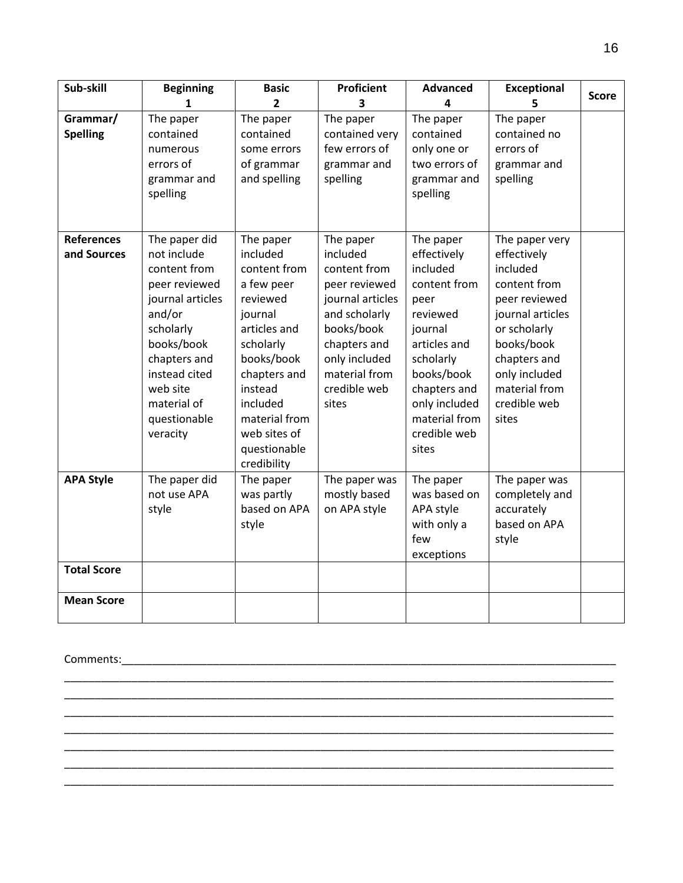| Sub-skill | Beginning 1 | Basic 2 | Proficient 3 | Advanced 4 | Exceptional 5 | Score |
|---|---|---|---|---|---|---|
| **Grammar/ Spelling** | The paper contained numerous errors of grammar and spelling | The paper contained some errors of grammar and spelling | The paper contained very few errors of grammar and spelling | The paper contained only one or two errors of grammar and spelling | The paper contained no errors of grammar and spelling | |
| **References and Sources** | The paper did not include content from peer reviewed journal articles and/or scholarly books/book chapters and instead cited web site material of questionable veracity | The paper included content from a few peer reviewed journal articles and scholarly books/book chapters and instead included material from web sites of questionable credibility | The paper included content from peer reviewed journal articles and scholarly books/book chapters and only included material from credible web sites | The paper effectively included content from peer reviewed journal articles and scholarly books/book chapters and only included material from credible web sites | The paper very effectively included content from peer reviewed journal articles or scholarly books/book chapters and only included material from credible web sites | |
| **APA Style** | The paper did not use APA style | The paper was partly based on APA style | The paper was mostly based on APA style | The paper was based on APA style with only a few exceptions | The paper was completely and accurately based on APA style | |
| **Total Score** | | | | | | |
| **Mean Score** | | | | | | |

Comments:\_\_\_\_\_\_\_\_\_\_\_\_\_\_\_\_\_\_\_\_\_\_\_\_\_\_\_\_\_\_\_\_\_\_\_\_\_\_\_\_\_\_\_\_\_\_\_\_\_\_\_\_\_\_\_\_\_\_\_\_\_\_\_\_\_\_\_\_\_\_\_\_\_\_\_\_